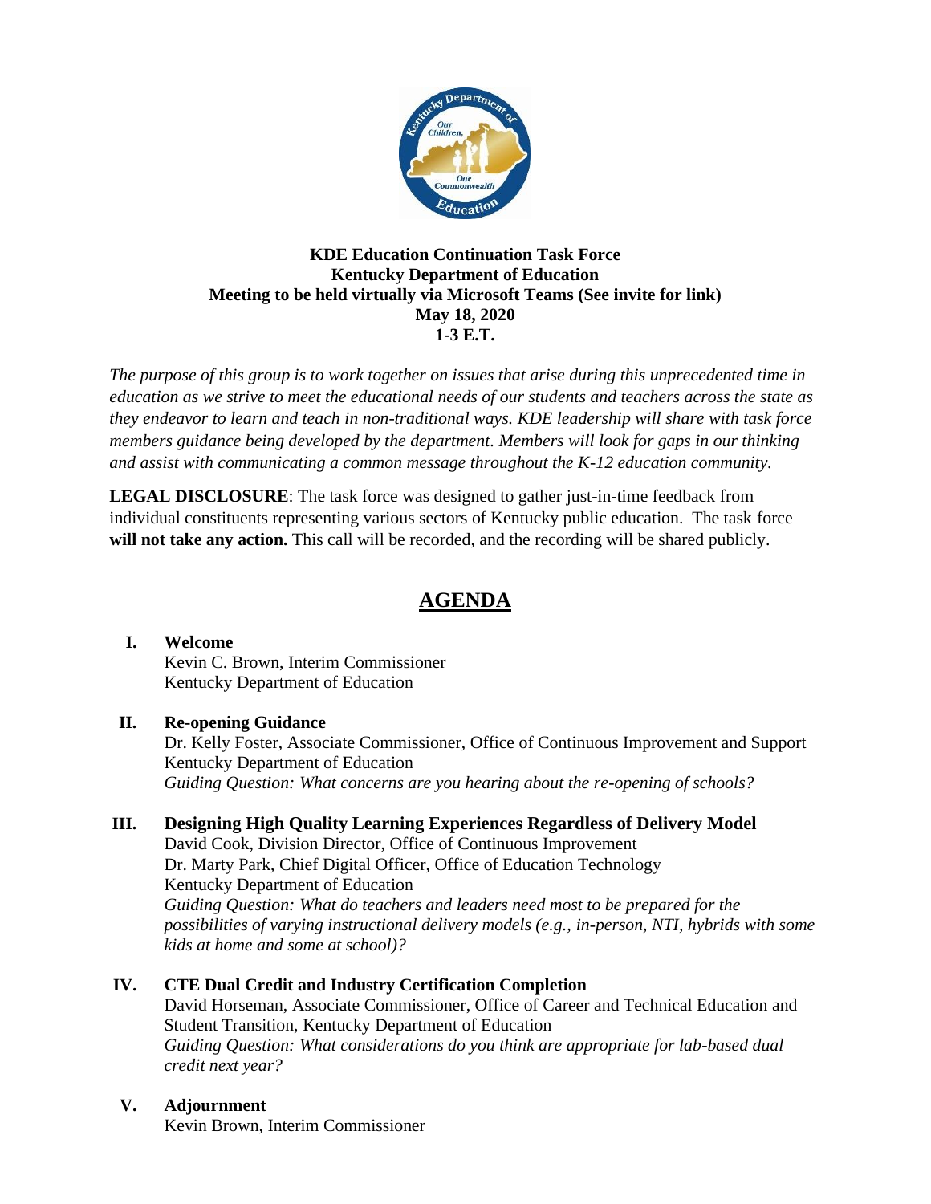**KDE Education Continuation Task Force**
**Kentucky Department of Education**
**Meeting to be held virtually via Microsoft Teams (See invite for link)**
**May 18, 2020**
**1-3 E.T.**

*The purpose of this group is to work together on issues that arise during this unprecedented time in education as we strive to meet the educational needs of our students and teachers across the state as they endeavor to learn and teach in non-traditional ways. KDE leadership will share with task force members guidance being developed by the department. Members will look for gaps in our thinking and assist with communicating a common message throughout the K-12 education community.*

**LEGAL DISCLOSURE**: The task force was designed to gather just-in-time feedback from individual constituents representing various sectors of Kentucky public education. The task force **will not take any action.** This call will be recorded, and the recording will be shared publicly.

# AGENDA

**I. Welcome**
Kevin C. Brown, Interim Commissioner
Kentucky Department of Education

**II. Re-opening Guidance**
Dr. Kelly Foster, Associate Commissioner, Office of Continuous Improvement and Support
Kentucky Department of Education
*Guiding Question: What concerns are you hearing about the re-opening of schools?*

**III. Designing High Quality Learning Experiences Regardless of Delivery Model**
David Cook, Division Director, Office of Continuous Improvement
Dr. Marty Park, Chief Digital Officer, Office of Education Technology
Kentucky Department of Education
*Guiding Question: What do teachers and leaders need most to be prepared for the possibilities of varying instructional delivery models (e.g., in-person, NTI, hybrids with some kids at home and some at school)?*

**IV. CTE Dual Credit and Industry Certification Completion**
David Horseman, Associate Commissioner, Office of Career and Technical Education and Student Transition, Kentucky Department of Education
*Guiding Question: What considerations do you think are appropriate for lab-based dual credit next year?*

**V. Adjournment**
Kevin Brown, Interim Commissioner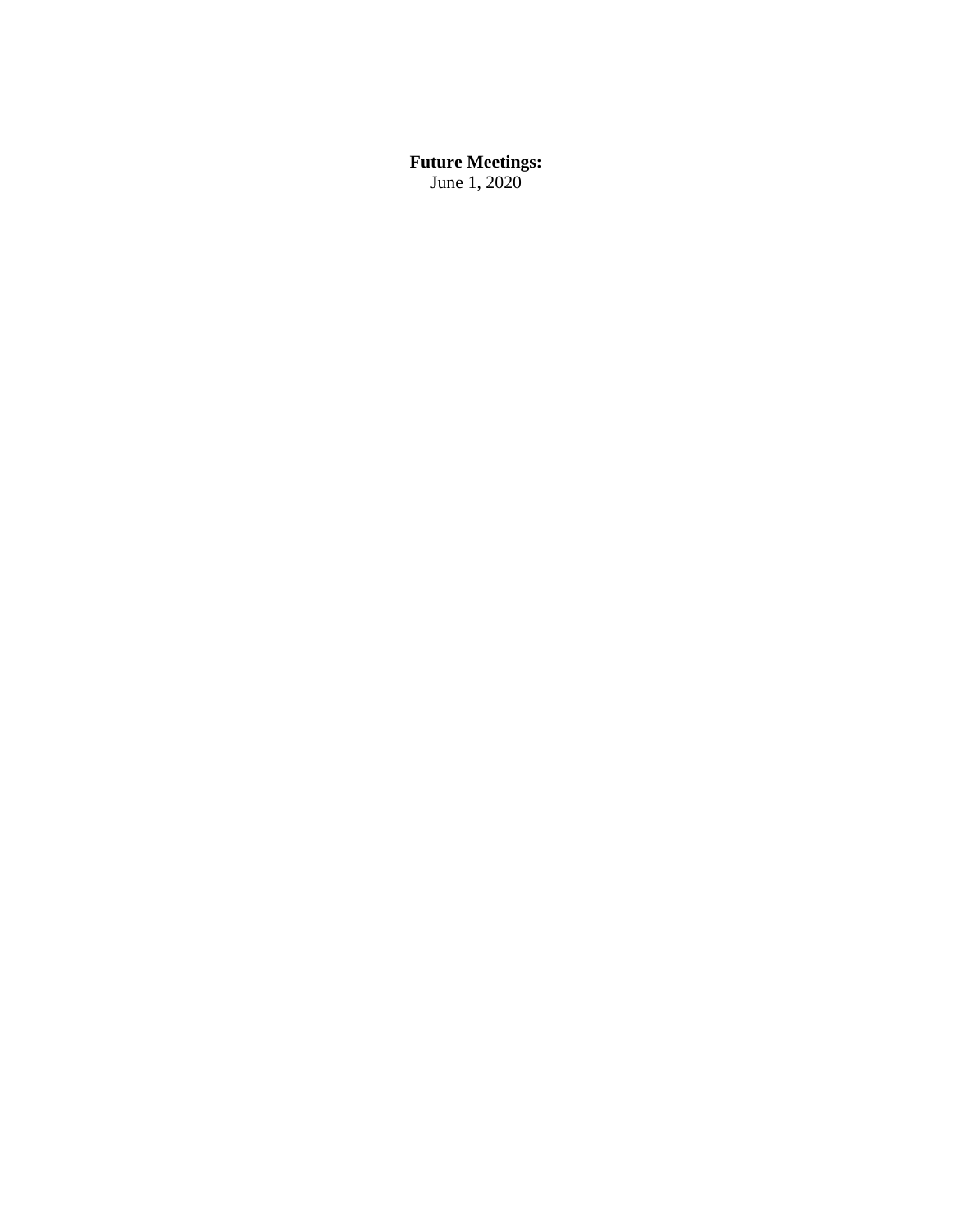**Future Meetings:**
June 1, 2020